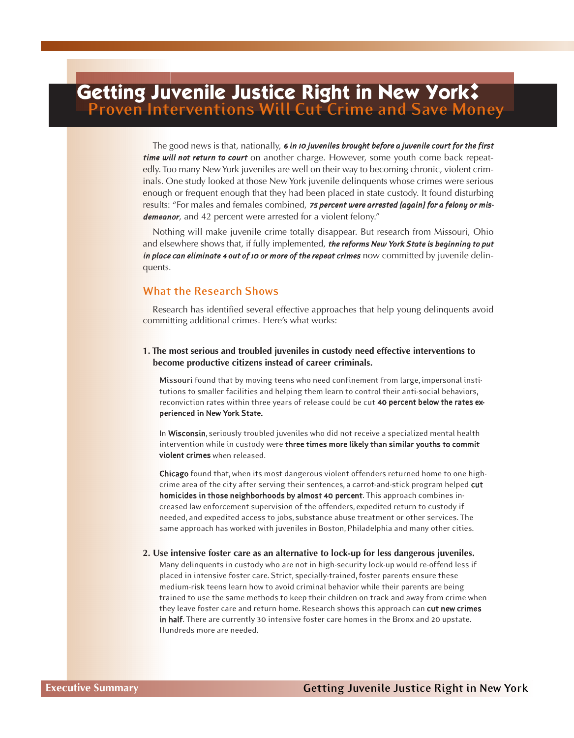# Getting Juvenile Justice Right in New York:

## Proven Interventions Will Cut Crime and Save Money

The good news is that, nationally, ***6 in 10 juveniles brought before a juvenile court for the first time will not return to court*** on another charge. However, some youth come back repeatedly. Too many New York juveniles are well on their way to becoming chronic, violent criminals. One study looked at those New York juvenile delinquents whose crimes were serious enough or frequent enough that they had been placed in state custody. It found disturbing results: "For males and females combined, ***75 percent were arrested [again] for a felony or misdemeanor***, and 42 percent were arrested for a violent felony."

Nothing will make juvenile crime totally disappear. But research from Missouri, Ohio and elsewhere shows that, if fully implemented, ***the reforms New York State is beginning to put in place can eliminate 4 out of 10 or more of the repeat crimes*** now committed by juvenile delinquents.

### What the Research Shows

Research has identified several effective approaches that help young delinquents avoid committing additional crimes. Here's what works:

**1. The most serious and troubled juveniles in custody need effective interventions to become productive citizens instead of career criminals.**

**Missouri** found that by moving teens who need confinement from large, impersonal institutions to smaller facilities and helping them learn to control their anti-social behaviors, reconviction rates within three years of release could be cut **40 percent below the rates experienced in New York State.**

In **Wisconsin**, seriously troubled juveniles who did not receive a specialized mental health intervention while in custody were **three times more likely than similar youths to commit violent crimes** when released.

**Chicago** found that, when its most dangerous violent offenders returned home to one high-crime area of the city after serving their sentences, a carrot-and-stick program helped **cut homicides in those neighborhoods by almost 40 percent**. This approach combines increased law enforcement supervision of the offenders, expedited return to custody if needed, and expedited access to jobs, substance abuse treatment or other services. The same approach has worked with juveniles in Boston, Philadelphia and many other cities.

**2. Use intensive foster care as an alternative to lock-up for less dangerous juveniles.**

Many delinquents in custody who are not in high-security lock-up would re-offend less if placed in intensive foster care. Strict, specially-trained, foster parents ensure these medium-risk teens learn how to avoid criminal behavior while their parents are being trained to use the same methods to keep their children on track and away from crime when they leave foster care and return home. Research shows this approach can **cut new crimes in half**. There are currently 30 intensive foster care homes in the Bronx and 20 upstate. Hundreds more are needed.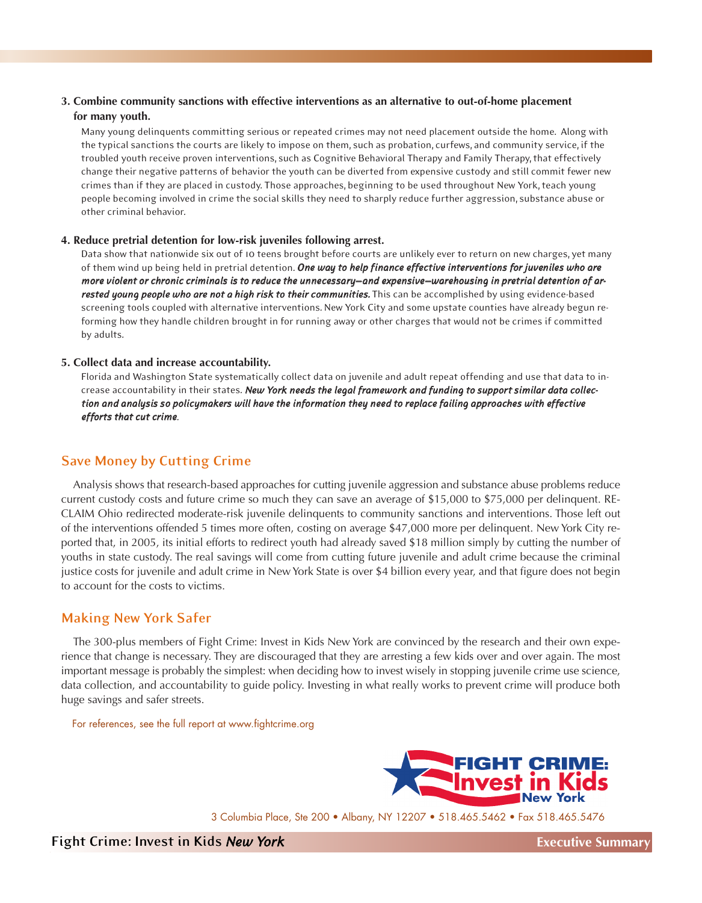**3. Combine community sanctions with effective interventions as an alternative to out-of-home placement for many youth.**

Many young delinquents committing serious or repeated crimes may not need placement outside the home. Along with the typical sanctions the courts are likely to impose on them, such as probation, curfews, and community service, if the troubled youth receive proven interventions, such as Cognitive Behavioral Therapy and Family Therapy, that effectively change their negative patterns of behavior the youth can be diverted from expensive custody and still commit fewer new crimes than if they are placed in custody. Those approaches, beginning to be used throughout New York, teach young people becoming involved in crime the social skills they need to sharply reduce further aggression, substance abuse or other criminal behavior.

**4. Reduce pretrial detention for low-risk juveniles following arrest.**

Data show that nationwide six out of 10 teens brought before courts are unlikely ever to return on new charges, yet many of them wind up being held in pretrial detention. ***One way to help finance effective interventions for juveniles who are more violent or chronic criminals is to reduce the unnecessary—and expensive—warehousing in pretrial detention of arrested young people who are not a high risk to their communities.*** This can be accomplished by using evidence-based screening tools coupled with alternative interventions. New York City and some upstate counties have already begun reforming how they handle children brought in for running away or other charges that would not be crimes if committed by adults.

**5. Collect data and increase accountability.**

Florida and Washington State systematically collect data on juvenile and adult repeat offending and use that data to increase accountability in their states. ***New York needs the legal framework and funding to support similar data collection and analysis so policymakers will have the information they need to replace failing approaches with effective efforts that cut crime.***

## Save Money by Cutting Crime

Analysis shows that research-based approaches for cutting juvenile aggression and substance abuse problems reduce current custody costs and future crime so much they can save an average of $15,000 to $75,000 per delinquent. RECLAIM Ohio redirected moderate-risk juvenile delinquents to community sanctions and interventions. Those left out of the interventions offended 5 times more often, costing on average $47,000 more per delinquent. New York City reported that, in 2005, its initial efforts to redirect youth had already saved $18 million simply by cutting the number of youths in state custody. The real savings will come from cutting future juvenile and adult crime because the criminal justice costs for juvenile and adult crime in New York State is over $4 billion every year, and that figure does not begin to account for the costs to victims.

## Making New York Safer

The 300-plus members of Fight Crime: Invest in Kids New York are convinced by the research and their own experience that change is necessary. They are discouraged that they are arresting a few kids over and over again. The most important message is probably the simplest: when deciding how to invest wisely in stopping juvenile crime use science, data collection, and accountability to guide policy. Investing in what really works to prevent crime will produce both huge savings and safer streets.

For references, see the full report at www.fightcrime.org

FIGHT CRIME: Invest in Kids New York

3 Columbia Place, Ste 200 • Albany, NY 12207 • 518.465.5462 • Fax 518.465.5476